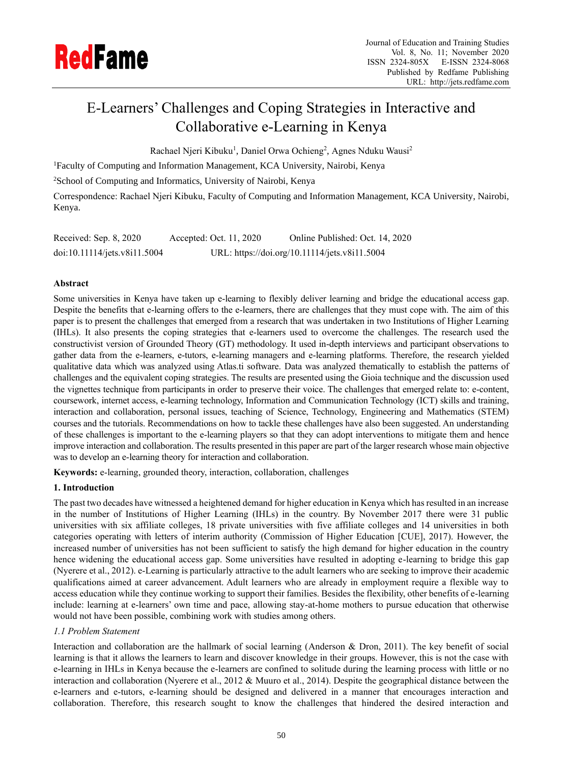# E-Learners' Challenges and Coping Strategies in Interactive and Collaborative e-Learning in Kenya

Rachael Njeri Kibuku[1], Daniel Orwa Ochieng[2], Agnes Nduku Wausi[2]

[1]Faculty of Computing and Information Management, KCA University, Nairobi, Kenya

[2]School of Computing and Informatics, University of Nairobi, Kenya

Correspondence: Rachael Njeri Kibuku, Faculty of Computing and Information Management, KCA University, Nairobi, Kenya.

Received: Sep. 8, 2020 Accepted: Oct. 11, 2020 Online Published: Oct. 14, 2020

doi:10.11114/jets.v8i11.5004 URL: https://doi.org/10.11114/jets.v8i11.5004

**Abstract**

Some universities in Kenya have taken up e-learning to flexibly deliver learning and bridge the educational access gap. Despite the benefits that e-learning offers to the e-learners, there are challenges that they must cope with. The aim of this paper is to present the challenges that emerged from a research that was undertaken in two Institutions of Higher Learning (IHLs). It also presents the coping strategies that e-learners used to overcome the challenges. The research used the constructivist version of Grounded Theory (GT) methodology. It used in-depth interviews and participant observations to gather data from the e-learners, e-tutors, e-learning managers and e-learning platforms. Therefore, the research yielded qualitative data which was analyzed using Atlas.ti software. Data was analyzed thematically to establish the patterns of challenges and the equivalent coping strategies. The results are presented using the Gioia technique and the discussion used the vignettes technique from participants in order to preserve their voice. The challenges that emerged relate to: e-content, coursework, internet access, e-learning technology, Information and Communication Technology (ICT) skills and training, interaction and collaboration, personal issues, teaching of Science, Technology, Engineering and Mathematics (STEM) courses and the tutorials. Recommendations on how to tackle these challenges have also been suggested. An understanding of these challenges is important to the e-learning players so that they can adopt interventions to mitigate them and hence improve interaction and collaboration. The results presented in this paper are part of the larger research whose main objective was to develop an e-learning theory for interaction and collaboration.

**Keywords:** e-learning, grounded theory, interaction, collaboration, challenges

## 1. Introduction

The past two decades have witnessed a heightened demand for higher education in Kenya which has resulted in an increase in the number of Institutions of Higher Learning (IHLs) in the country. By November 2017 there were 31 public universities with six affiliate colleges, 18 private universities with five affiliate colleges and 14 universities in both categories operating with letters of interim authority (Commission of Higher Education [CUE], 2017). However, the increased number of universities has not been sufficient to satisfy the high demand for higher education in the country hence widening the educational access gap. Some universities have resulted in adopting e-learning to bridge this gap (Nyerere et al., 2012). e-Learning is particularly attractive to the adult learners who are seeking to improve their academic qualifications aimed at career advancement. Adult learners who are already in employment require a flexible way to access education while they continue working to support their families. Besides the flexibility, other benefits of e-learning include: learning at e-learners' own time and pace, allowing stay-at-home mothers to pursue education that otherwise would not have been possible, combining work with studies among others.

### *1.1 Problem Statement*

Interaction and collaboration are the hallmark of social learning (Anderson & Dron, 2011). The key benefit of social learning is that it allows the learners to learn and discover knowledge in their groups. However, this is not the case with e-learning in IHLs in Kenya because the e-learners are confined to solitude during the learning process with little or no interaction and collaboration (Nyerere et al., 2012 & Muuro et al., 2014). Despite the geographical distance between the e-learners and e-tutors, e-learning should be designed and delivered in a manner that encourages interaction and collaboration. Therefore, this research sought to know the challenges that hindered the desired interaction and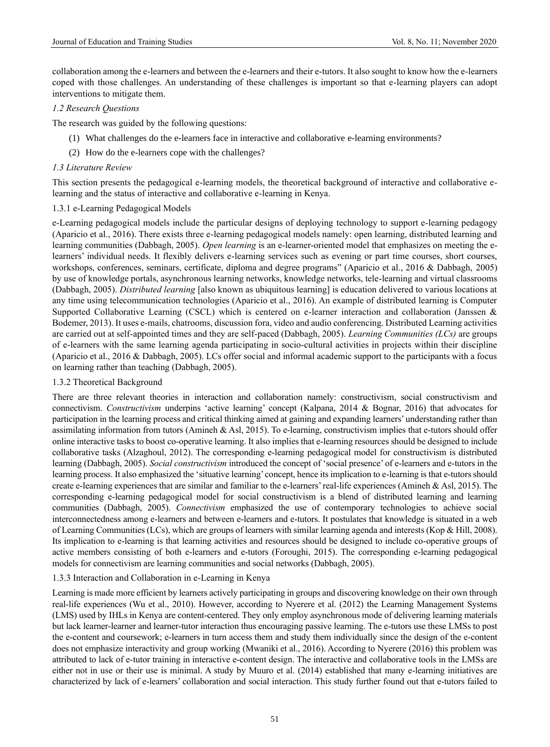collaboration among the e-learners and between the e-learners and their e-tutors. It also sought to know how the e-learners coped with those challenges. An understanding of these challenges is important so that e-learning players can adopt interventions to mitigate them.

### *1.2 Research Questions*

The research was guided by the following questions:

(1) What challenges do the e-learners face in interactive and collaborative e-learning environments?

(2) How do the e-learners cope with the challenges?

### *1.3 Literature Review*

This section presents the pedagogical e-learning models, the theoretical background of interactive and collaborative e-learning and the status of interactive and collaborative e-learning in Kenya.

#### 1.3.1 e-Learning Pedagogical Models

e-Learning pedagogical models include the particular designs of deploying technology to support e-learning pedagogy (Aparicio et al., 2016). There exists three e-learning pedagogical models namely: open learning, distributed learning and learning communities (Dabbagh, 2005). *Open learning* is an e-learner-oriented model that emphasizes on meeting the e-learners' individual needs. It flexibly delivers e-learning services such as evening or part time courses, short courses, workshops, conferences, seminars, certificate, diploma and degree programs" (Aparicio et al., 2016 & Dabbagh, 2005) by use of knowledge portals, asynchronous learning networks, knowledge networks, tele-learning and virtual classrooms (Dabbagh, 2005). *Distributed learning* [also known as ubiquitous learning] is education delivered to various locations at any time using telecommunication technologies (Aparicio et al., 2016). An example of distributed learning is Computer Supported Collaborative Learning (CSCL) which is centered on e-learner interaction and collaboration (Janssen & Bodemer, 2013). It uses e-mails, chatrooms, discussion fora, video and audio conferencing. Distributed Learning activities are carried out at self-appointed times and they are self-paced (Dabbagh, 2005). *Learning Communities (LCs)* are groups of e-learners with the same learning agenda participating in socio-cultural activities in projects within their discipline (Aparicio et al., 2016 & Dabbagh, 2005). LCs offer social and informal academic support to the participants with a focus on learning rather than teaching (Dabbagh, 2005).

#### 1.3.2 Theoretical Background

There are three relevant theories in interaction and collaboration namely: constructivism, social constructivism and connectivism. *Constructivism* underpins 'active learning' concept (Kalpana, 2014 & Bognar, 2016) that advocates for participation in the learning process and critical thinking aimed at gaining and expanding learners' understanding rather than assimilating information from tutors (Amineh & Asl, 2015). To e-learning, constructivism implies that e-tutors should offer online interactive tasks to boost co-operative learning. It also implies that e-learning resources should be designed to include collaborative tasks (Alzaghoul, 2012). The corresponding e-learning pedagogical model for constructivism is distributed learning (Dabbagh, 2005). *Social constructivism* introduced the concept of 'social presence' of e-learners and e-tutors in the learning process. It also emphasized the 'situative learning' concept, hence its implication to e-learning is that e-tutors should create e-learning experiences that are similar and familiar to the e-learners' real-life experiences (Amineh & Asl, 2015). The corresponding e-learning pedagogical model for social constructivism is a blend of distributed learning and learning communities (Dabbagh, 2005). *Connectivism* emphasized the use of contemporary technologies to achieve social interconnectedness among e-learners and between e-learners and e-tutors. It postulates that knowledge is situated in a web of Learning Communities (LCs), which are groups of learners with similar learning agenda and interests (Kop & Hill, 2008). Its implication to e-learning is that learning activities and resources should be designed to include co-operative groups of active members consisting of both e-learners and e-tutors (Foroughi, 2015). The corresponding e-learning pedagogical models for connectivism are learning communities and social networks (Dabbagh, 2005).

#### 1.3.3 Interaction and Collaboration in e-Learning in Kenya

Learning is made more efficient by learners actively participating in groups and discovering knowledge on their own through real-life experiences (Wu et al., 2010). However, according to Nyerere et al. (2012) the Learning Management Systems (LMS) used by IHLs in Kenya are content-centered. They only employ asynchronous mode of delivering learning materials but lack learner-learner and learner-tutor interaction thus encouraging passive learning. The e-tutors use these LMSs to post the e-content and coursework; e-learners in turn access them and study them individually since the design of the e-content does not emphasize interactivity and group working (Mwaniki et al., 2016). According to Nyerere (2016) this problem was attributed to lack of e-tutor training in interactive e-content design. The interactive and collaborative tools in the LMSs are either not in use or their use is minimal. A study by Muuro et al. (2014) established that many e-learning initiatives are characterized by lack of e-learners' collaboration and social interaction. This study further found out that e-tutors failed to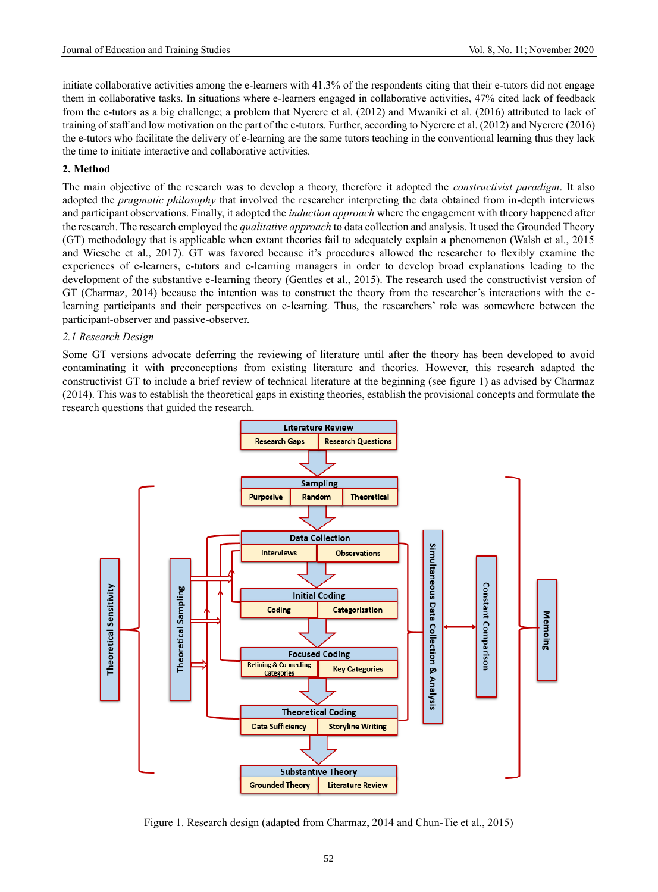initiate collaborative activities among the e-learners with 41.3% of the respondents citing that their e-tutors did not engage them in collaborative tasks. In situations where e-learners engaged in collaborative activities, 47% cited lack of feedback from the e-tutors as a big challenge; a problem that Nyerere et al. (2012) and Mwaniki et al. (2016) attributed to lack of training of staff and low motivation on the part of the e-tutors. Further, according to Nyerere et al. (2012) and Nyerere (2016) the e-tutors who facilitate the delivery of e-learning are the same tutors teaching in the conventional learning thus they lack the time to initiate interactive and collaborative activities.

## 2. Method

The main objective of the research was to develop a theory, therefore it adopted the *constructivist paradigm*. It also adopted the *pragmatic philosophy* that involved the researcher interpreting the data obtained from in-depth interviews and participant observations. Finally, it adopted the *induction approach* where the engagement with theory happened after the research. The research employed the *qualitative approach* to data collection and analysis. It used the Grounded Theory (GT) methodology that is applicable when extant theories fail to adequately explain a phenomenon (Walsh et al., 2015 and Wiesche et al., 2017). GT was favored because it's procedures allowed the researcher to flexibly examine the experiences of e-learners, e-tutors and e-learning managers in order to develop broad explanations leading to the development of the substantive e-learning theory (Gentles et al., 2015). The research used the constructivist version of GT (Charmaz, 2014) because the intention was to construct the theory from the researcher's interactions with the e-learning participants and their perspectives on e-learning. Thus, the researchers' role was somewhere between the participant-observer and passive-observer.

### 2.1 Research Design

Some GT versions advocate deferring the reviewing of literature until after the theory has been developed to avoid contaminating it with preconceptions from existing literature and theories. However, this research adapted the constructivist GT to include a brief review of technical literature at the beginning (see figure 1) as advised by Charmaz (2014). This was to establish the theoretical gaps in existing theories, establish the provisional concepts and formulate the research questions that guided the research.

Figure 1. Research design (adapted from Charmaz, 2014 and Chun-Tie et al., 2015)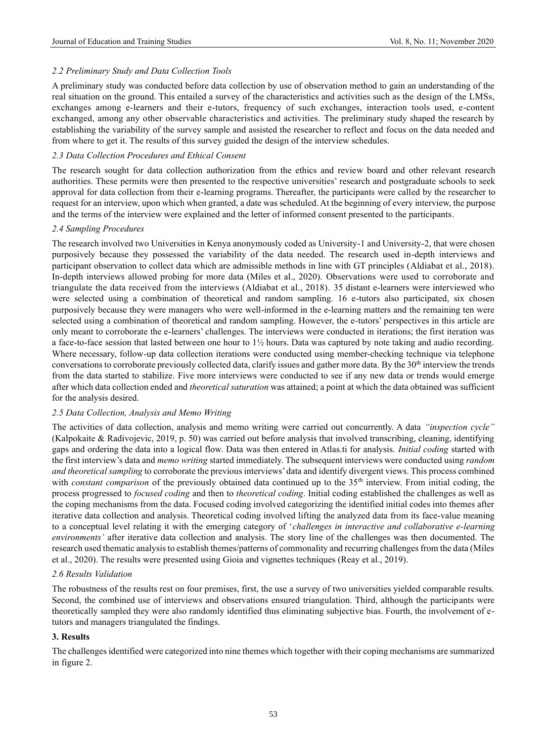### *2.2 Preliminary Study and Data Collection Tools*

A preliminary study was conducted before data collection by use of observation method to gain an understanding of the real situation on the ground. This entailed a survey of the characteristics and activities such as the design of the LMSs, exchanges among e-learners and their e-tutors, frequency of such exchanges, interaction tools used, e-content exchanged, among any other observable characteristics and activities. The preliminary study shaped the research by establishing the variability of the survey sample and assisted the researcher to reflect and focus on the data needed and from where to get it. The results of this survey guided the design of the interview schedules.

### *2.3 Data Collection Procedures and Ethical Consent*

The research sought for data collection authorization from the ethics and review board and other relevant research authorities. These permits were then presented to the respective universities' research and postgraduate schools to seek approval for data collection from their e-learning programs. Thereafter, the participants were called by the researcher to request for an interview, upon which when granted, a date was scheduled. At the beginning of every interview, the purpose and the terms of the interview were explained and the letter of informed consent presented to the participants.

### *2.4 Sampling Procedures*

The research involved two Universities in Kenya anonymously coded as University-1 and University-2, that were chosen purposively because they possessed the variability of the data needed. The research used in-depth interviews and participant observation to collect data which are admissible methods in line with GT principles (Aldiabat et al., 2018). In-depth interviews allowed probing for more data (Miles et al., 2020). Observations were used to corroborate and triangulate the data received from the interviews (Aldiabat et al., 2018). 35 distant e-learners were interviewed who were selected using a combination of theoretical and random sampling. 16 e-tutors also participated, six chosen purposively because they were managers who were well-informed in the e-learning matters and the remaining ten were selected using a combination of theoretical and random sampling. However, the e-tutors' perspectives in this article are only meant to corroborate the e-learners' challenges. The interviews were conducted in iterations; the first iteration was a face-to-face session that lasted between one hour to 1½ hours. Data was captured by note taking and audio recording. Where necessary, follow-up data collection iterations were conducted using member-checking technique via telephone conversations to corroborate previously collected data, clarify issues and gather more data. By the 30th interview the trends from the data started to stabilize. Five more interviews were conducted to see if any new data or trends would emerge after which data collection ended and *theoretical saturation* was attained; a point at which the data obtained was sufficient for the analysis desired.

### *2.5 Data Collection, Analysis and Memo Writing*

The activities of data collection, analysis and memo writing were carried out concurrently. A data *"inspection cycle"* (Kalpokaite & Radivojevic, 2019, p. 50) was carried out before analysis that involved transcribing, cleaning, identifying gaps and ordering the data into a logical flow. Data was then entered in Atlas.ti for analysis. *Initial coding* started with the first interview's data and *memo writing* started immediately. The subsequent interviews were conducted using *random and theoretical sampling* to corroborate the previous interviews' data and identify divergent views. This process combined with *constant comparison* of the previously obtained data continued up to the 35th interview. From initial coding, the process progressed to *focused coding* and then to *theoretical coding*. Initial coding established the challenges as well as the coping mechanisms from the data. Focused coding involved categorizing the identified initial codes into themes after iterative data collection and analysis. Theoretical coding involved lifting the analyzed data from its face-value meaning to a conceptual level relating it with the emerging category of '*challenges in interactive and collaborative e-learning environments'* after iterative data collection and analysis. The story line of the challenges was then documented. The research used thematic analysis to establish themes/patterns of commonality and recurring challenges from the data (Miles et al., 2020). The results were presented using Gioia and vignettes techniques (Reay et al., 2019).

### *2.6 Results Validation*

The robustness of the results rest on four premises, first, the use a survey of two universities yielded comparable results. Second, the combined use of interviews and observations ensured triangulation. Third, although the participants were theoretically sampled they were also randomly identified thus eliminating subjective bias. Fourth, the involvement of e-tutors and managers triangulated the findings.

## **3. Results**

The challenges identified were categorized into nine themes which together with their coping mechanisms are summarized in figure 2.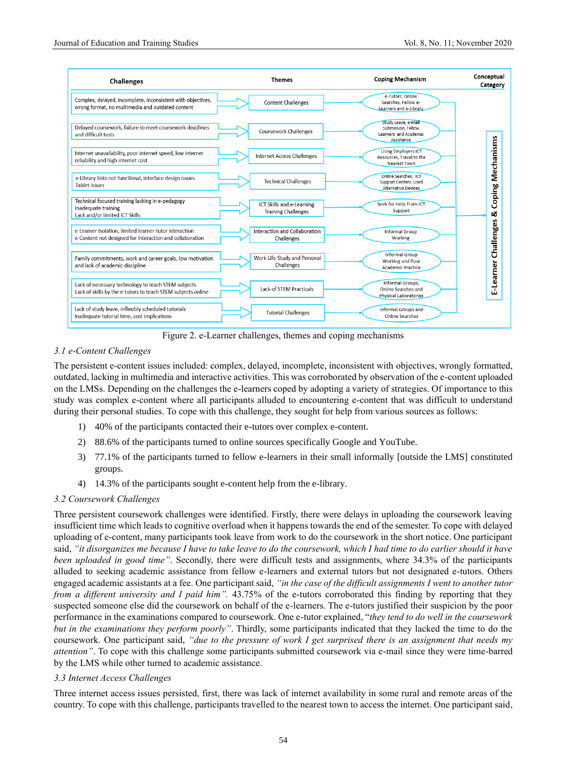| Challenges | Themes | Coping Mechanism | Conceptual Category |
|---|---|---|---|
| Complex, delayed, incomplete, inconsistent with objectives, wrong format, no multimedia and outdated content | Content Challenges | e-Tutors, Online Searches, Fellow e-Learners and e-Library | E-Learner Challenges & Coping Mechanisms |
| Delayed coursework, failure to meet coursework deadlines and difficult tests | Coursework Challenges | Study Leave, e-Mail Submission, Fellow Learners and Academic Assistance | |
| Internet unavailability, poor internet speed, low internet reliability and high internet cost | Internet Access Challenges | Using Employers ICT Resources, Travel to the Nearest Town | |
| e-Library links not functional, interface design issues Tablet issues | Technical Challenges | Online Searches, ICT Support Centers, Used Alternative Devices | |
| Technical focused training lacking in e-pedagogy Inadequate training Lack and/or limited ICT Skills | ICT Skills and e-Learning Training Challenges | Seek for Help From ICT Support | |
| e-Learner isolation, limited learner-tutor interaction e-Content not designed for interaction and collaboration | Interaction and Collaboration Challenges | Informal Group Working | |
| Family commitments, work and career goals, low motivation and lack of academic discipline | Work-Life-Study and Personal Challenges | Informal Group Working and Poor Academic Practice | |
| Lack of necessary technology to teach STEM subjects Lack of skills by the e-tutors to teach STEM subjects online | Lack of STEM Practicals | Informal Groups, Online Searches and Physical Laboratories | |
| Lack of study leave, inflexibly scheduled tutorials Inadequate tutorial time, cost implications | Tutorial Challenges | Informal Groups and Online Searches | |

Figure 2. e-Learner challenges, themes and coping mechanisms

### 3.1 e-Content Challenges

The persistent e-content issues included: complex, delayed, incomplete, inconsistent with objectives, wrongly formatted, outdated, lacking in multimedia and interactive activities. This was corroborated by observation of the e-content uploaded on the LMSs. Depending on the challenges the e-learners coped by adopting a variety of strategies. Of importance to this study was complex e-content where all participants alluded to encountering e-content that was difficult to understand during their personal studies. To cope with this challenge, they sought for help from various sources as follows:

1) 40% of the participants contacted their e-tutors over complex e-content.
2) 88.6% of the participants turned to online sources specifically Google and YouTube.
3) 77.1% of the participants turned to fellow e-learners in their small informally [outside the LMS] constituted groups.
4) 14.3% of the participants sought e-content help from the e-library.

### 3.2 Coursework Challenges

Three persistent coursework challenges were identified. Firstly, there were delays in uploading the coursework leaving insufficient time which leads to cognitive overload when it happens towards the end of the semester. To cope with delayed uploading of e-content, many participants took leave from work to do the coursework in the short notice. One participant said, *"it disorganizes me because I have to take leave to do the coursework, which I had time to do earlier should it have been uploaded in good time"*. Secondly, there were difficult tests and assignments, where 34.3% of the participants alluded to seeking academic assistance from fellow e-learners and external tutors but not designated e-tutors. Others engaged academic assistants at a fee. One participant said, *"in the case of the difficult assignments I went to another tutor from a different university and I paid him"*. 43.75% of the e-tutors corroborated this finding by reporting that they suspected someone else did the coursework on behalf of the e-learners. The e-tutors justified their suspicion by the poor performance in the examinations compared to coursework. One e-tutor explained, "*they tend to do well in the coursework but in the examinations they perform poorly"*. Thirdly, some participants indicated that they lacked the time to do the coursework. One participant said, *"due to the pressure of work I get surprised there is an assignment that needs my attention"*. To cope with this challenge some participants submitted coursework via e-mail since they were time-barred by the LMS while other turned to academic assistance.

### 3.3 Internet Access Challenges

Three internet access issues persisted, first, there was lack of internet availability in some rural and remote areas of the country. To cope with this challenge, participants travelled to the nearest town to access the internet. One participant said,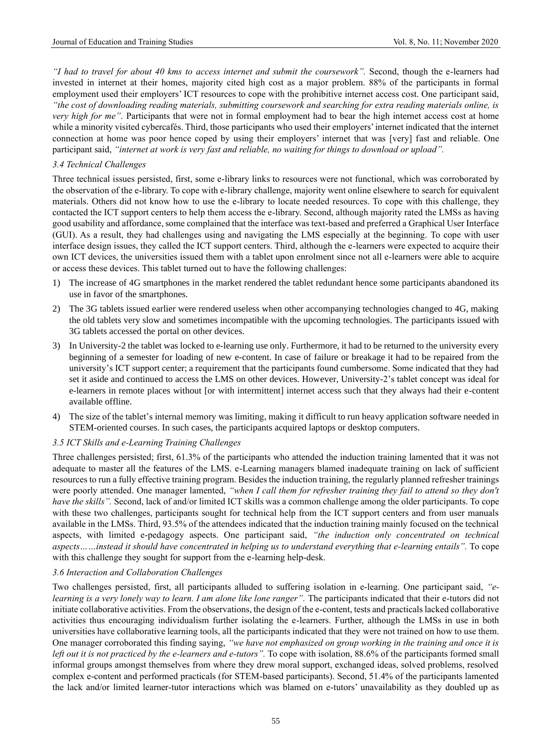*"I had to travel for about 40 kms to access internet and submit the coursework".* Second, though the e-learners had invested in internet at their homes, majority cited high cost as a major problem. 88% of the participants in formal employment used their employers' ICT resources to cope with the prohibitive internet access cost. One participant said, *"the cost of downloading reading materials, submitting coursework and searching for extra reading materials online, is very high for me"*. Participants that were not in formal employment had to bear the high internet access cost at home while a minority visited cybercafés. Third, those participants who used their employers' internet indicated that the internet connection at home was poor hence coped by using their employers' internet that was [very] fast and reliable. One participant said, *"internet at work is very fast and reliable, no waiting for things to download or upload".*

### *3.4 Technical Challenges*

Three technical issues persisted, first, some e-library links to resources were not functional, which was corroborated by the observation of the e-library. To cope with e-library challenge, majority went online elsewhere to search for equivalent materials. Others did not know how to use the e-library to locate needed resources. To cope with this challenge, they contacted the ICT support centers to help them access the e-library. Second, although majority rated the LMSs as having good usability and affordance, some complained that the interface was text-based and preferred a Graphical User Interface (GUI). As a result, they had challenges using and navigating the LMS especially at the beginning. To cope with user interface design issues, they called the ICT support centers. Third, although the e-learners were expected to acquire their own ICT devices, the universities issued them with a tablet upon enrolment since not all e-learners were able to acquire or access these devices. This tablet turned out to have the following challenges:

1) The increase of 4G smartphones in the market rendered the tablet redundant hence some participants abandoned its use in favor of the smartphones.
2) The 3G tablets issued earlier were rendered useless when other accompanying technologies changed to 4G, making the old tablets very slow and sometimes incompatible with the upcoming technologies. The participants issued with 3G tablets accessed the portal on other devices.
3) In University-2 the tablet was locked to e-learning use only. Furthermore, it had to be returned to the university every beginning of a semester for loading of new e-content. In case of failure or breakage it had to be repaired from the university's ICT support center; a requirement that the participants found cumbersome. Some indicated that they had set it aside and continued to access the LMS on other devices. However, University-2's tablet concept was ideal for e-learners in remote places without [or with intermittent] internet access such that they always had their e-content available offline.
4) The size of the tablet's internal memory was limiting, making it difficult to run heavy application software needed in STEM-oriented courses. In such cases, the participants acquired laptops or desktop computers.

### *3.5 ICT Skills and e-Learning Training Challenges*

Three challenges persisted; first, 61.3% of the participants who attended the induction training lamented that it was not adequate to master all the features of the LMS. e-Learning managers blamed inadequate training on lack of sufficient resources to run a fully effective training program. Besides the induction training, the regularly planned refresher trainings were poorly attended. One manager lamented, *"when I call them for refresher training they fail to attend so they don't have the skills".* Second, lack of and/or limited ICT skills was a common challenge among the older participants. To cope with these two challenges, participants sought for technical help from the ICT support centers and from user manuals available in the LMSs. Third, 93.5% of the attendees indicated that the induction training mainly focused on the technical aspects, with limited e-pedagogy aspects. One participant said, *"the induction only concentrated on technical aspects……instead it should have concentrated in helping us to understand everything that e-learning entails".* To cope with this challenge they sought for support from the e-learning help-desk.

### *3.6 Interaction and Collaboration Challenges*

Two challenges persisted, first, all participants alluded to suffering isolation in e-learning. One participant said, *"e-learning is a very lonely way to learn. I am alone like lone ranger".* The participants indicated that their e-tutors did not initiate collaborative activities. From the observations, the design of the e-content, tests and practicals lacked collaborative activities thus encouraging individualism further isolating the e-learners. Further, although the LMSs in use in both universities have collaborative learning tools, all the participants indicated that they were not trained on how to use them. One manager corroborated this finding saying, *"we have not emphasized on group working in the training and once it is left out it is not practiced by the e-learners and e-tutors".* To cope with isolation, 88.6% of the participants formed small informal groups amongst themselves from where they drew moral support, exchanged ideas, solved problems, resolved complex e-content and performed practicals (for STEM-based participants). Second, 51.4% of the participants lamented the lack and/or limited learner-tutor interactions which was blamed on e-tutors' unavailability as they doubled up as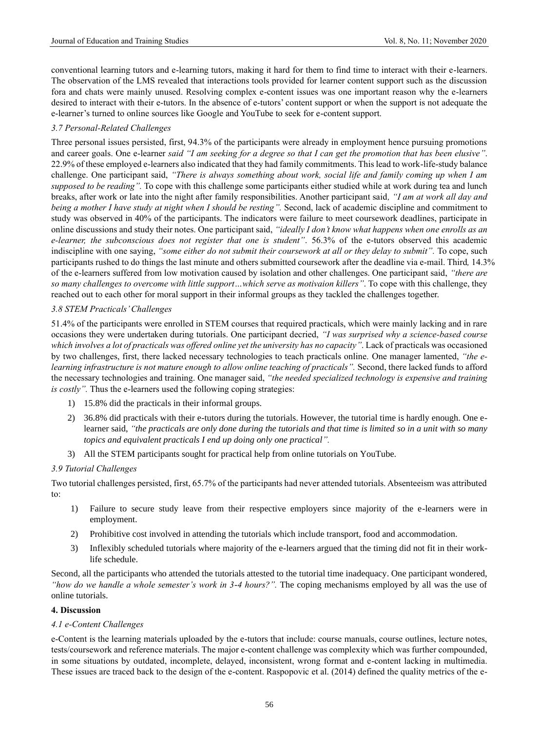conventional learning tutors and e-learning tutors, making it hard for them to find time to interact with their e-learners. The observation of the LMS revealed that interactions tools provided for learner content support such as the discussion fora and chats were mainly unused. Resolving complex e-content issues was one important reason why the e-learners desired to interact with their e-tutors. In the absence of e-tutors' content support or when the support is not adequate the e-learner's turned to online sources like Google and YouTube to seek for e-content support.

### *3.7 Personal-Related Challenges*

Three personal issues persisted, first, 94.3% of the participants were already in employment hence pursuing promotions and career goals. One e-learner *said "I am seeking for a degree so that I can get the promotion that has been elusive"*. 22.9% of these employed e-learners also indicated that they had family commitments. This lead to work-life-study balance challenge. One participant said, *"There is always something about work, social life and family coming up when I am supposed to be reading".* To cope with this challenge some participants either studied while at work during tea and lunch breaks, after work or late into the night after family responsibilities. Another participant said*, "I am at work all day and being a mother I have study at night when I should be resting".* Second, lack of academic discipline and commitment to study was observed in 40% of the participants. The indicators were failure to meet coursework deadlines, participate in online discussions and study their notes. One participant said, *"ideally I don't know what happens when one enrolls as an e-learner, the subconscious does not register that one is student"*. 56.3% of the e-tutors observed this academic indiscipline with one saying, *"some either do not submit their coursework at all or they delay to submit".* To cope, such participants rushed to do things the last minute and others submitted coursework after the deadline via e-mail. Third*,* 14.3% of the e-learners suffered from low motivation caused by isolation and other challenges. One participant said, *"there are so many challenges to overcome with little support…which serve as motivaion killers"*. To cope with this challenge, they reached out to each other for moral support in their informal groups as they tackled the challenges together.

### *3.8 STEM Practicals' Challenges*

51.4% of the participants were enrolled in STEM courses that required practicals, which were mainly lacking and in rare occasions they were undertaken during tutorials. One participant decried, *"I was surprised why a science-based course which involves a lot of practicals was offered online yet the university has no capacity"*. Lack of practicals was occasioned by two challenges, first, there lacked necessary technologies to teach practicals online. One manager lamented, *"the e-learning infrastructure is not mature enough to allow online teaching of practicals".* Second, there lacked funds to afford the necessary technologies and training. One manager said, *"the needed specialized technology is expensive and training is costly".* Thus the e-learners used the following coping strategies:

1) 15.8% did the practicals in their informal groups.
2) 36.8% did practicals with their e-tutors during the tutorials. However, the tutorial time is hardly enough. One e-learner said, *"the practicals are only done during the tutorials and that time is limited so in a unit with so many topics and equivalent practicals I end up doing only one practical".*
3) All the STEM participants sought for practical help from online tutorials on YouTube.

### *3.9 Tutorial Challenges*

Two tutorial challenges persisted, first, 65.7% of the participants had never attended tutorials. Absenteeism was attributed to:

1) Failure to secure study leave from their respective employers since majority of the e-learners were in employment.
2) Prohibitive cost involved in attending the tutorials which include transport, food and accommodation.
3) Inflexibly scheduled tutorials where majority of the e-learners argued that the timing did not fit in their work-life schedule.

Second, all the participants who attended the tutorials attested to the tutorial time inadequacy. One participant wondered, *"how do we handle a whole semester's work in 3-4 hours?".* The coping mechanisms employed by all was the use of online tutorials.

## **4. Discussion**

### *4.1 e-Content Challenges*

e-Content is the learning materials uploaded by the e-tutors that include: course manuals, course outlines, lecture notes, tests/coursework and reference materials. The major e-content challenge was complexity which was further compounded, in some situations by outdated, incomplete, delayed, inconsistent, wrong format and e-content lacking in multimedia. These issues are traced back to the design of the e-content. Raspopovic et al. (2014) defined the quality metrics of the e-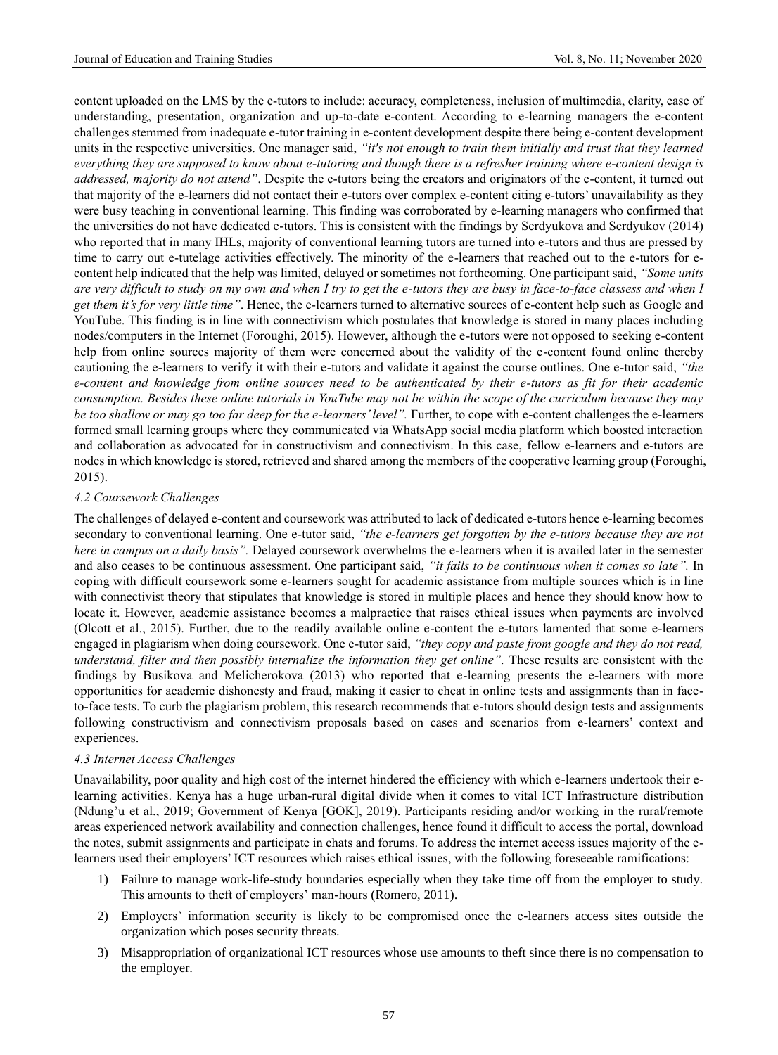content uploaded on the LMS by the e-tutors to include: accuracy, completeness, inclusion of multimedia, clarity, ease of understanding, presentation, organization and up-to-date e-content. According to e-learning managers the e-content challenges stemmed from inadequate e-tutor training in e-content development despite there being e-content development units in the respective universities. One manager said, *"it's not enough to train them initially and trust that they learned everything they are supposed to know about e-tutoring and though there is a refresher training where e-content design is addressed, majority do not attend"*. Despite the e-tutors being the creators and originators of the e-content, it turned out that majority of the e-learners did not contact their e-tutors over complex e-content citing e-tutors' unavailability as they were busy teaching in conventional learning. This finding was corroborated by e-learning managers who confirmed that the universities do not have dedicated e-tutors. This is consistent with the findings by Serdyukova and Serdyukov (2014) who reported that in many IHLs, majority of conventional learning tutors are turned into e-tutors and thus are pressed by time to carry out e-tutelage activities effectively. The minority of the e-learners that reached out to the e-tutors for e-content help indicated that the help was limited, delayed or sometimes not forthcoming. One participant said, *"Some units are very difficult to study on my own and when I try to get the e-tutors they are busy in face-to-face classess and when I get them it's for very little time"*. Hence, the e-learners turned to alternative sources of e-content help such as Google and YouTube. This finding is in line with connectivism which postulates that knowledge is stored in many places including nodes/computers in the Internet (Foroughi, 2015). However, although the e-tutors were not opposed to seeking e-content help from online sources majority of them were concerned about the validity of the e-content found online thereby cautioning the e-learners to verify it with their e-tutors and validate it against the course outlines. One e-tutor said, *"the e-content and knowledge from online sources need to be authenticated by their e-tutors as fit for their academic consumption. Besides these online tutorials in YouTube may not be within the scope of the curriculum because they may be too shallow or may go too far deep for the e-learners' level"*. Further, to cope with e-content challenges the e-learners formed small learning groups where they communicated via WhatsApp social media platform which boosted interaction and collaboration as advocated for in constructivism and connectivism. In this case, fellow e-learners and e-tutors are nodes in which knowledge is stored, retrieved and shared among the members of the cooperative learning group (Foroughi, 2015).

### *4.2 Coursework Challenges*

The challenges of delayed e-content and coursework was attributed to lack of dedicated e-tutors hence e-learning becomes secondary to conventional learning. One e-tutor said, *"the e-learners get forgotten by the e-tutors because they are not here in campus on a daily basis"*. Delayed coursework overwhelms the e-learners when it is availed later in the semester and also ceases to be continuous assessment. One participant said, *"it fails to be continuous when it comes so late"*. In coping with difficult coursework some e-learners sought for academic assistance from multiple sources which is in line with connectivist theory that stipulates that knowledge is stored in multiple places and hence they should know how to locate it. However, academic assistance becomes a malpractice that raises ethical issues when payments are involved (Olcott et al., 2015). Further, due to the readily available online e-content the e-tutors lamented that some e-learners engaged in plagiarism when doing coursework. One e-tutor said, *"they copy and paste from google and they do not read, understand, filter and then possibly internalize the information they get online"*. These results are consistent with the findings by Busikova and Melicherokova (2013) who reported that e-learning presents the e-learners with more opportunities for academic dishonesty and fraud, making it easier to cheat in online tests and assignments than in face-to-face tests. To curb the plagiarism problem, this research recommends that e-tutors should design tests and assignments following constructivism and connectivism proposals based on cases and scenarios from e-learners' context and experiences.

### *4.3 Internet Access Challenges*

Unavailability, poor quality and high cost of the internet hindered the efficiency with which e-learners undertook their e-learning activities. Kenya has a huge urban-rural digital divide when it comes to vital ICT Infrastructure distribution (Ndung'u et al., 2019; Government of Kenya [GOK], 2019). Participants residing and/or working in the rural/remote areas experienced network availability and connection challenges, hence found it difficult to access the portal, download the notes, submit assignments and participate in chats and forums. To address the internet access issues majority of the e-learners used their employers' ICT resources which raises ethical issues, with the following foreseeable ramifications:

1) Failure to manage work-life-study boundaries especially when they take time off from the employer to study. This amounts to theft of employers' man-hours (Romero, 2011).
2) Employers' information security is likely to be compromised once the e-learners access sites outside the organization which poses security threats.
3) Misappropriation of organizational ICT resources whose use amounts to theft since there is no compensation to the employer.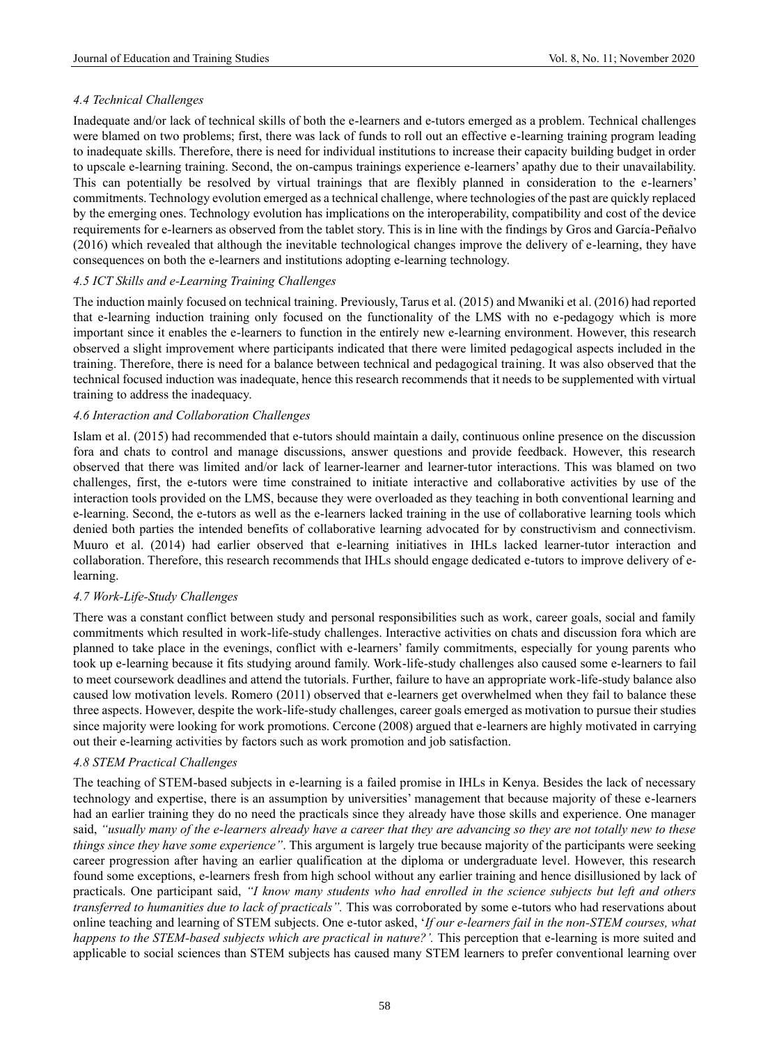### 4.4 Technical Challenges

Inadequate and/or lack of technical skills of both the e-learners and e-tutors emerged as a problem. Technical challenges were blamed on two problems; first, there was lack of funds to roll out an effective e-learning training program leading to inadequate skills. Therefore, there is need for individual institutions to increase their capacity building budget in order to upscale e-learning training. Second, the on-campus trainings experience e-learners' apathy due to their unavailability. This can potentially be resolved by virtual trainings that are flexibly planned in consideration to the e-learners' commitments. Technology evolution emerged as a technical challenge, where technologies of the past are quickly replaced by the emerging ones. Technology evolution has implications on the interoperability, compatibility and cost of the device requirements for e-learners as observed from the tablet story. This is in line with the findings by Gros and García-Peñalvo (2016) which revealed that although the inevitable technological changes improve the delivery of e-learning, they have consequences on both the e-learners and institutions adopting e-learning technology.

### 4.5 ICT Skills and e-Learning Training Challenges

The induction mainly focused on technical training. Previously, Tarus et al. (2015) and Mwaniki et al. (2016) had reported that e-learning induction training only focused on the functionality of the LMS with no e-pedagogy which is more important since it enables the e-learners to function in the entirely new e-learning environment. However, this research observed a slight improvement where participants indicated that there were limited pedagogical aspects included in the training. Therefore, there is need for a balance between technical and pedagogical training. It was also observed that the technical focused induction was inadequate, hence this research recommends that it needs to be supplemented with virtual training to address the inadequacy.

### 4.6 Interaction and Collaboration Challenges

Islam et al. (2015) had recommended that e-tutors should maintain a daily, continuous online presence on the discussion fora and chats to control and manage discussions, answer questions and provide feedback. However, this research observed that there was limited and/or lack of learner-learner and learner-tutor interactions. This was blamed on two challenges, first, the e-tutors were time constrained to initiate interactive and collaborative activities by use of the interaction tools provided on the LMS, because they were overloaded as they teaching in both conventional learning and e-learning. Second, the e-tutors as well as the e-learners lacked training in the use of collaborative learning tools which denied both parties the intended benefits of collaborative learning advocated for by constructivism and connectivism. Muuro et al. (2014) had earlier observed that e-learning initiatives in IHLs lacked learner-tutor interaction and collaboration. Therefore, this research recommends that IHLs should engage dedicated e-tutors to improve delivery of e-learning.

### 4.7 Work-Life-Study Challenges

There was a constant conflict between study and personal responsibilities such as work, career goals, social and family commitments which resulted in work-life-study challenges. Interactive activities on chats and discussion fora which are planned to take place in the evenings, conflict with e-learners' family commitments, especially for young parents who took up e-learning because it fits studying around family. Work-life-study challenges also caused some e-learners to fail to meet coursework deadlines and attend the tutorials. Further, failure to have an appropriate work-life-study balance also caused low motivation levels. Romero (2011) observed that e-learners get overwhelmed when they fail to balance these three aspects. However, despite the work-life-study challenges, career goals emerged as motivation to pursue their studies since majority were looking for work promotions. Cercone (2008) argued that e-learners are highly motivated in carrying out their e-learning activities by factors such as work promotion and job satisfaction.

### 4.8 STEM Practical Challenges

The teaching of STEM-based subjects in e-learning is a failed promise in IHLs in Kenya. Besides the lack of necessary technology and expertise, there is an assumption by universities' management that because majority of these e-learners had an earlier training they do no need the practicals since they already have those skills and experience. One manager said, *"usually many of the e-learners already have a career that they are advancing so they are not totally new to these things since they have some experience"*. This argument is largely true because majority of the participants were seeking career progression after having an earlier qualification at the diploma or undergraduate level. However, this research found some exceptions, e-learners fresh from high school without any earlier training and hence disillusioned by lack of practicals. One participant said, *"I know many students who had enrolled in the science subjects but left and others transferred to humanities due to lack of practicals".* This was corroborated by some e-tutors who had reservations about online teaching and learning of STEM subjects. One e-tutor asked, '*If our e-learners fail in the non-STEM courses, what happens to the STEM-based subjects which are practical in nature?'.* This perception that e-learning is more suited and applicable to social sciences than STEM subjects has caused many STEM learners to prefer conventional learning over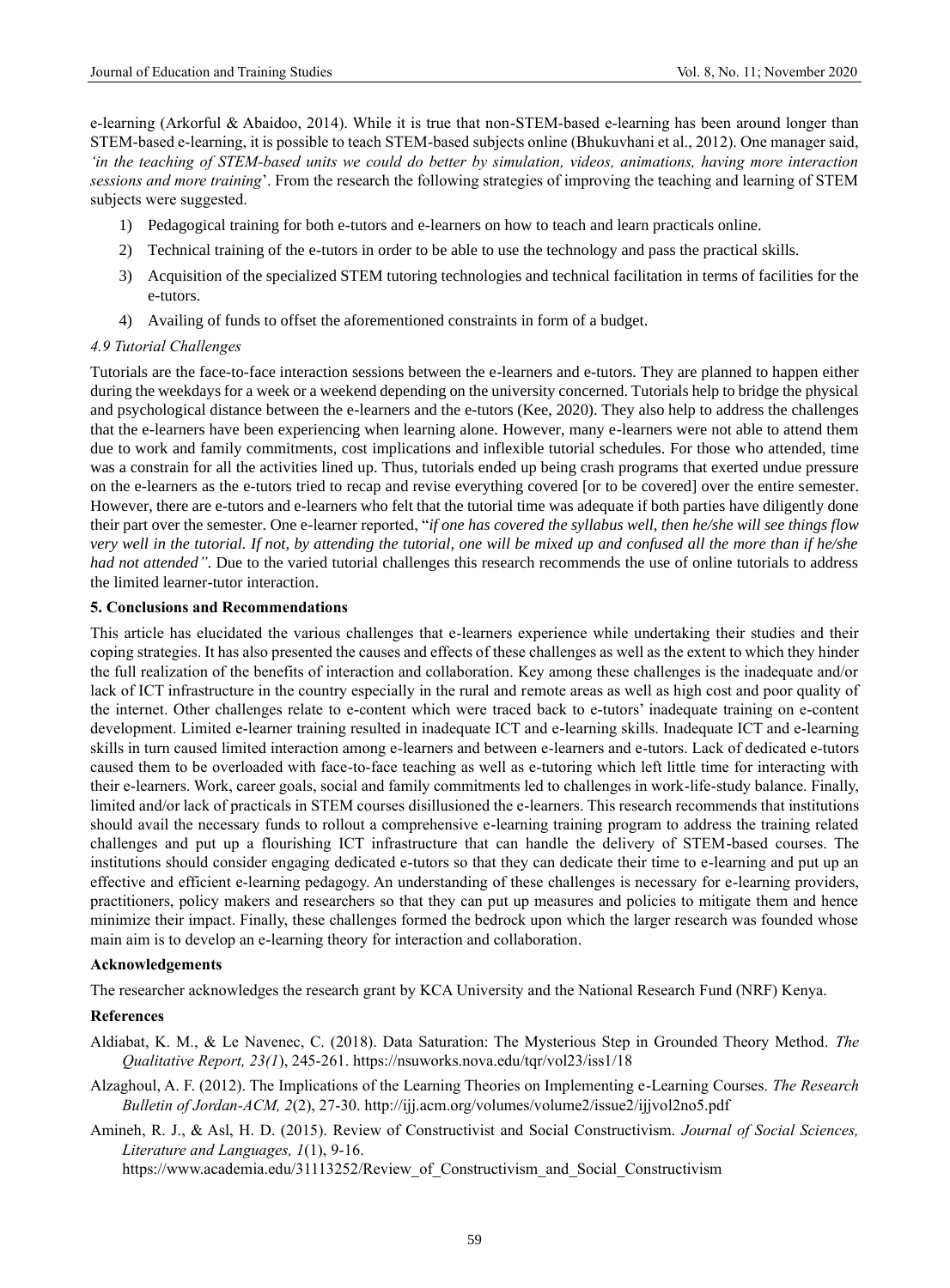e-learning (Arkorful & Abaidoo, 2014). While it is true that non-STEM-based e-learning has been around longer than STEM-based e-learning, it is possible to teach STEM-based subjects online (Bhukuvhani et al., 2012). One manager said, *'in the teaching of STEM-based units we could do better by simulation, videos, animations, having more interaction sessions and more training*'. From the research the following strategies of improving the teaching and learning of STEM subjects were suggested.

1) Pedagogical training for both e-tutors and e-learners on how to teach and learn practicals online.
2) Technical training of the e-tutors in order to be able to use the technology and pass the practical skills.
3) Acquisition of the specialized STEM tutoring technologies and technical facilitation in terms of facilities for the e-tutors.
4) Availing of funds to offset the aforementioned constraints in form of a budget.

### *4.9 Tutorial Challenges*

Tutorials are the face-to-face interaction sessions between the e-learners and e-tutors. They are planned to happen either during the weekdays for a week or a weekend depending on the university concerned. Tutorials help to bridge the physical and psychological distance between the e-learners and the e-tutors (Kee, 2020). They also help to address the challenges that the e-learners have been experiencing when learning alone. However, many e-learners were not able to attend them due to work and family commitments, cost implications and inflexible tutorial schedules. For those who attended, time was a constrain for all the activities lined up. Thus, tutorials ended up being crash programs that exerted undue pressure on the e-learners as the e-tutors tried to recap and revise everything covered [or to be covered] over the entire semester. However, there are e-tutors and e-learners who felt that the tutorial time was adequate if both parties have diligently done their part over the semester. One e-learner reported, "*if one has covered the syllabus well, then he/she will see things flow very well in the tutorial. If not, by attending the tutorial, one will be mixed up and confused all the more than if he/she had not attended"*. Due to the varied tutorial challenges this research recommends the use of online tutorials to address the limited learner-tutor interaction.

## 5. Conclusions and Recommendations

This article has elucidated the various challenges that e-learners experience while undertaking their studies and their coping strategies. It has also presented the causes and effects of these challenges as well as the extent to which they hinder the full realization of the benefits of interaction and collaboration. Key among these challenges is the inadequate and/or lack of ICT infrastructure in the country especially in the rural and remote areas as well as high cost and poor quality of the internet. Other challenges relate to e-content which were traced back to e-tutors' inadequate training on e-content development. Limited e-learner training resulted in inadequate ICT and e-learning skills. Inadequate ICT and e-learning skills in turn caused limited interaction among e-learners and between e-learners and e-tutors. Lack of dedicated e-tutors caused them to be overloaded with face-to-face teaching as well as e-tutoring which left little time for interacting with their e-learners. Work, career goals, social and family commitments led to challenges in work-life-study balance. Finally, limited and/or lack of practicals in STEM courses disillusioned the e-learners. This research recommends that institutions should avail the necessary funds to rollout a comprehensive e-learning training program to address the training related challenges and put up a flourishing ICT infrastructure that can handle the delivery of STEM-based courses. The institutions should consider engaging dedicated e-tutors so that they can dedicate their time to e-learning and put up an effective and efficient e-learning pedagogy. An understanding of these challenges is necessary for e-learning providers, practitioners, policy makers and researchers so that they can put up measures and policies to mitigate them and hence minimize their impact. Finally, these challenges formed the bedrock upon which the larger research was founded whose main aim is to develop an e-learning theory for interaction and collaboration.

## Acknowledgements

The researcher acknowledges the research grant by KCA University and the National Research Fund (NRF) Kenya.

## References

Aldiabat, K. M., & Le Navenec, C. (2018). Data Saturation: The Mysterious Step in Grounded Theory Method. *The Qualitative Report, 23(1*), 245-261. https://nsuworks.nova.edu/tqr/vol23/iss1/18

Alzaghoul, A. F. (2012). The Implications of the Learning Theories on Implementing e-Learning Courses. *The Research Bulletin of Jordan-ACM, 2*(2), 27-30. http://ijj.acm.org/volumes/volume2/issue2/ijjvol2no5.pdf

Amineh, R. J., & Asl, H. D. (2015). Review of Constructivist and Social Constructivism. *Journal of Social Sciences, Literature and Languages, 1*(1), 9-16. https://www.academia.edu/31113252/Review_of_Constructivism_and_Social_Constructivism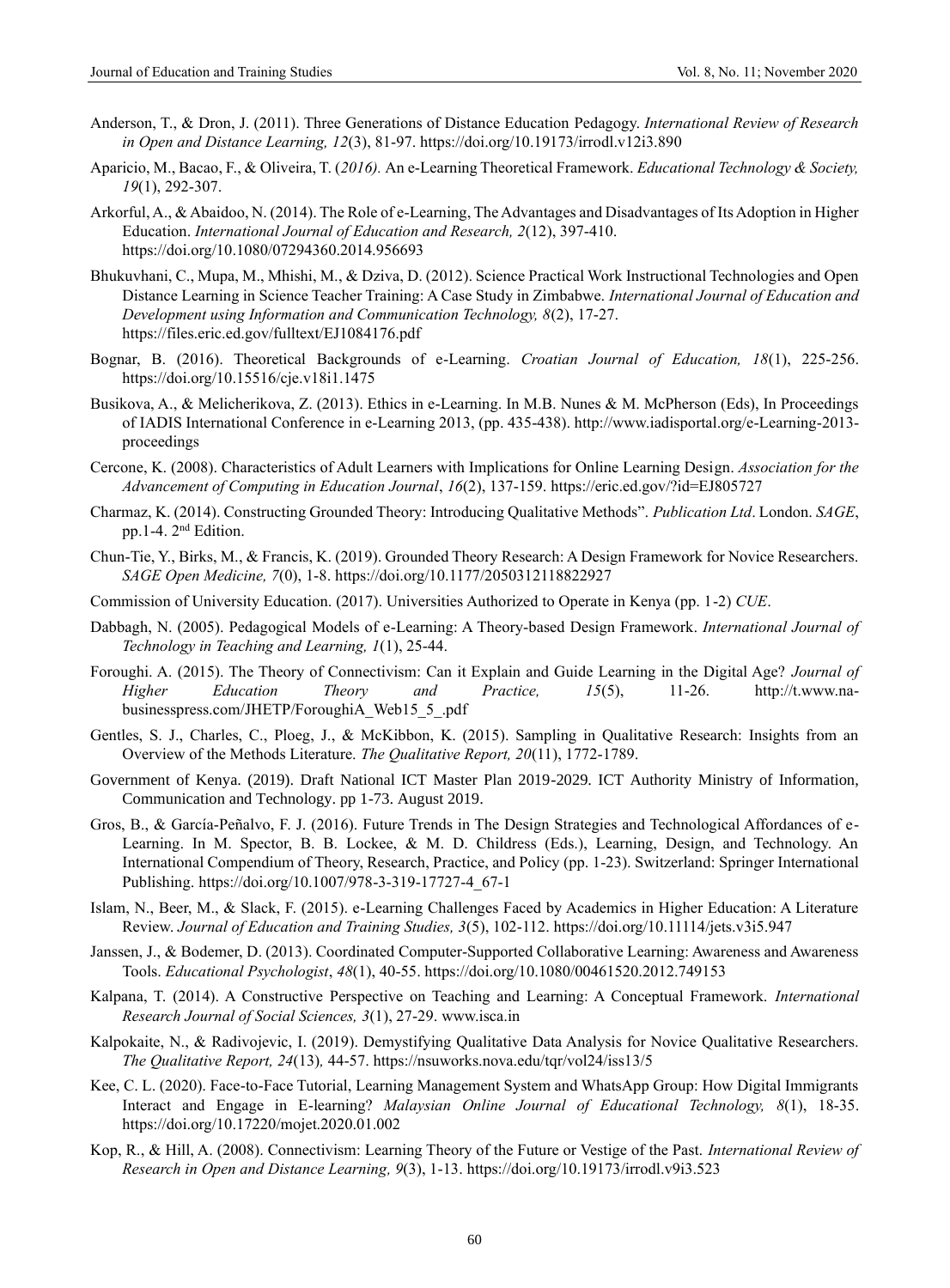Anderson, T., & Dron, J. (2011). Three Generations of Distance Education Pedagogy. *International Review of Research in Open and Distance Learning, 12*(3), 81-97. https://doi.org/10.19173/irrodl.v12i3.890

Aparicio, M., Bacao, F., & Oliveira, T. (*2016).* An e-Learning Theoretical Framework. *Educational Technology & Society, 19*(1), 292-307.

Arkorful, A., & Abaidoo, N. (2014). The Role of e-Learning, The Advantages and Disadvantages of Its Adoption in Higher Education. *International Journal of Education and Research, 2*(12), 397-410. https://doi.org/10.1080/07294360.2014.956693

Bhukuvhani, C., Mupa, M., Mhishi, M., & Dziva, D. (2012). Science Practical Work Instructional Technologies and Open Distance Learning in Science Teacher Training: A Case Study in Zimbabwe. *International Journal of Education and Development using Information and Communication Technology, 8*(2), 17-27. https://files.eric.ed.gov/fulltext/EJ1084176.pdf

Bognar, B. (2016). Theoretical Backgrounds of e-Learning. *Croatian Journal of Education, 18*(1), 225-256. https://doi.org/10.15516/cje.v18i1.1475

Busikova, A., & Melicherikova, Z. (2013). Ethics in e-Learning. In M.B. Nunes & M. McPherson (Eds), In Proceedings of IADIS International Conference in e-Learning 2013, (pp. 435-438). http://www.iadisportal.org/e-Learning-2013-proceedings

Cercone, K. (2008). Characteristics of Adult Learners with Implications for Online Learning Design. *Association for the Advancement of Computing in Education Journal*, *16*(2), 137-159. https://eric.ed.gov/?id=EJ805727

Charmaz, K. (2014). Constructing Grounded Theory: Introducing Qualitative Methods". *Publication Ltd*. London. *SAGE*, pp.1-4. 2nd Edition.

Chun-Tie, Y., Birks, M., & Francis, K. (2019). Grounded Theory Research: A Design Framework for Novice Researchers. *SAGE Open Medicine, 7*(0), 1-8. https://doi.org/10.1177/2050312118822927

Commission of University Education. (2017). Universities Authorized to Operate in Kenya (pp. 1-2) *CUE*.

Dabbagh, N. (2005). Pedagogical Models of e-Learning: A Theory-based Design Framework. *International Journal of Technology in Teaching and Learning, 1*(1), 25-44.

Foroughi. A. (2015). The Theory of Connectivism: Can it Explain and Guide Learning in the Digital Age? *Journal of Higher Education Theory and Practice, 15*(5), 11-26. http://t.www.na-businesspress.com/JHETP/ForoughiA_Web15_5_.pdf

Gentles, S. J., Charles, C., Ploeg, J., & McKibbon, K. (2015). Sampling in Qualitative Research: Insights from an Overview of the Methods Literature. *The Qualitative Report, 20*(11), 1772-1789.

Government of Kenya. (2019). Draft National ICT Master Plan 2019-2029. ICT Authority Ministry of Information, Communication and Technology. pp 1-73. August 2019.

Gros, B., & García-Peñalvo, F. J. (2016). Future Trends in The Design Strategies and Technological Affordances of e-Learning. In M. Spector, B. B. Lockee, & M. D. Childress (Eds.), Learning, Design, and Technology. An International Compendium of Theory, Research, Practice, and Policy (pp. 1-23). Switzerland: Springer International Publishing. https://doi.org/10.1007/978-3-319-17727-4_67-1

Islam, N., Beer, M., & Slack, F. (2015). e-Learning Challenges Faced by Academics in Higher Education: A Literature Review. *Journal of Education and Training Studies, 3*(5), 102-112. https://doi.org/10.11114/jets.v3i5.947

Janssen, J., & Bodemer, D. (2013). Coordinated Computer-Supported Collaborative Learning: Awareness and Awareness Tools. *Educational Psychologist*, *48*(1), 40-55. https://doi.org/10.1080/00461520.2012.749153

Kalpana, T. (2014). A Constructive Perspective on Teaching and Learning: A Conceptual Framework. *International Research Journal of Social Sciences, 3*(1), 27-29. www.isca.in

Kalpokaite, N., & Radivojevic, I. (2019). Demystifying Qualitative Data Analysis for Novice Qualitative Researchers. *The Qualitative Report, 24*(13)*,* 44-57. https://nsuworks.nova.edu/tqr/vol24/iss13/5

Kee, C. L. (2020). Face-to-Face Tutorial, Learning Management System and WhatsApp Group: How Digital Immigrants Interact and Engage in E-learning? *Malaysian Online Journal of Educational Technology, 8*(1), 18-35. https://doi.org/10.17220/mojet.2020.01.002

Kop, R., & Hill, A. (2008). Connectivism: Learning Theory of the Future or Vestige of the Past. *International Review of Research in Open and Distance Learning, 9*(3), 1-13. https://doi.org/10.19173/irrodl.v9i3.523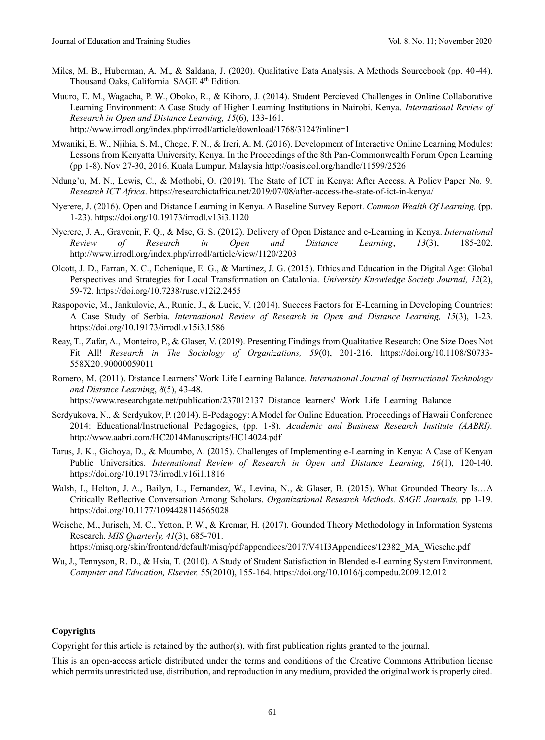Miles, M. B., Huberman, A. M., & Saldana, J. (2020). Qualitative Data Analysis. A Methods Sourcebook (pp. 40-44). Thousand Oaks, California. SAGE 4th Edition.

Muuro, E. M., Wagacha, P. W., Oboko, R., & Kihoro, J. (2014). Student Percieved Challenges in Online Collaborative Learning Environment: A Case Study of Higher Learning Institutions in Nairobi, Kenya. *International Review of Research in Open and Distance Learning, 15*(6), 133-161. http://www.irrodl.org/index.php/irrodl/article/download/1768/3124?inline=1

Mwaniki, E. W., Njihia, S. M., Chege, F. N., & Ireri, A. M. (2016). Development of Interactive Online Learning Modules: Lessons from Kenyatta University, Kenya. In the Proceedings of the 8th Pan-Commonwealth Forum Open Learning (pp 1-8). Nov 27-30, 2016. Kuala Lumpur, Malaysia http://oasis.col.org/handle/11599/2526

Ndung'u, M. N., Lewis, C., & Mothobi, O. (2019). The State of ICT in Kenya: After Access. A Policy Paper No. 9. *Research ICT Africa*. https://researchictafrica.net/2019/07/08/after-access-the-state-of-ict-in-kenya/

Nyerere, J. (2016). Open and Distance Learning in Kenya. A Baseline Survey Report. *Common Wealth Of Learning,* (pp. 1-23). https://doi.org/10.19173/irrodl.v13i3.1120

Nyerere, J. A., Gravenir, F. Q., & Mse, G. S. (2012). Delivery of Open Distance and e-Learning in Kenya. *International Review of Research in Open and Distance Learning*, *13*(3), 185-202. http://www.irrodl.org/index.php/irrodl/article/view/1120/2203

Olcott, J. D., Farran, X. C., Echenique, E. G., & Martínez, J. G. (2015). Ethics and Education in the Digital Age: Global Perspectives and Strategies for Local Transformation on Catalonia. *University Knowledge Society Journal, 12*(2), 59-72. https://doi.org/10.7238/rusc.v12i2.2455

Raspopovic, M., Jankulovic, A., Runic, J., & Lucic, V. (2014). Success Factors for E-Learning in Developing Countries: A Case Study of Serbia. *International Review of Research in Open and Distance Learning, 15*(3), 1-23. https://doi.org/10.19173/irrodl.v15i3.1586

Reay, T., Zafar, A., Monteiro, P., & Glaser, V. (2019). Presenting Findings from Qualitative Research: One Size Does Not Fit All! *Research in The Sociology of Organizations, 59*(0), 201-216. https://doi.org/10.1108/S0733-558X20190000059011

Romero, M. (2011). Distance Learners' Work Life Learning Balance. *International Journal of Instructional Technology and Distance Learning*, *8*(5), 43-48. https://www.researchgate.net/publication/237012137_Distance_learners'_Work_Life_Learning_Balance

Serdyukova, N., & Serdyukov, P. (2014). E-Pedagogy: A Model for Online Education. Proceedings of Hawaii Conference 2014: Educational/Instructional Pedagogies, (pp. 1-8). *Academic and Business Research Institute (AABRI).* http://www.aabri.com/HC2014Manuscripts/HC14024.pdf

Tarus, J. K., Gichoya, D., & Muumbo, A. (2015). Challenges of Implementing e-Learning in Kenya: A Case of Kenyan Public Universities. *International Review of Research in Open and Distance Learning, 16*(1), 120-140. https://doi.org/10.19173/irrodl.v16i1.1816

Walsh, I., Holton, J. A., Bailyn, L., Fernandez, W., Levina, N., & Glaser, B. (2015). What Grounded Theory Is…A Critically Reflective Conversation Among Scholars. *Organizational Research Methods. SAGE Journals,* pp 1-19. https://doi.org/10.1177/1094428114565028

Weische, M., Jurisch, M. C., Yetton, P. W., & Krcmar, H. (2017). Gounded Theory Methodology in Information Systems Research. *MIS Quarterly, 41*(3), 685-701. https://misq.org/skin/frontend/default/misq/pdf/appendices/2017/V41I3Appendices/12382_MA_Wiesche.pdf

Wu, J., Tennyson, R. D., & Hsia, T. (2010). A Study of Student Satisfaction in Blended e-Learning System Environment. *Computer and Education, Elsevier,* 55(2010), 155-164. https://doi.org/10.1016/j.compedu.2009.12.012

**Copyrights**

Copyright for this article is retained by the author(s), with first publication rights granted to the journal.

This is an open-access article distributed under the terms and conditions of the Creative Commons Attribution license which permits unrestricted use, distribution, and reproduction in any medium, provided the original work is properly cited.